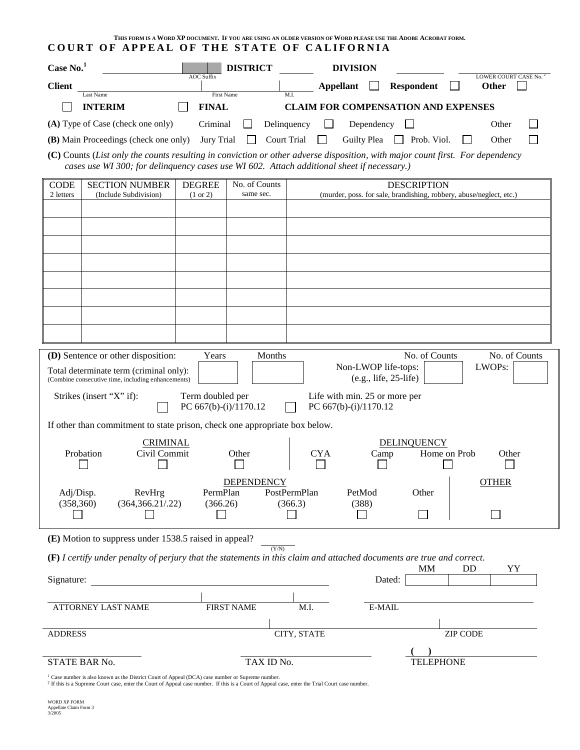THIS FORM IS A WORD XP DOCUMENT. IF YOU ARE USING AN OLDER VERSION OF WORD PLEASE USE THE ADOBE ACROBAT FORM.

# COURT OF APPEAL OF THE STATE OF CALIFORNIA

**Case No.**[1] ________ AOC Suffix ____ **DISTRICT** ________ **DIVISION** ________ LOWER COURT CASE No.[2] ________

**Client** ________ Last Name ________ First Name ________ M.I. ____ **Appellant** ☐ **Respondent** ☐ **Other** ☐

☐ **INTERIM** ☐ **FINAL** **CLAIM FOR COMPENSATION AND EXPENSES**

**(A)** Type of Case (check one only) Criminal ☐ Delinquency ☐ Dependency ☐ Other ☐

**(B)** Main Proceedings (check one only) Jury Trial ☐ Court Trial ☐ Guilty Plea ☐ Prob. Viol. ☐ Other ☐

**(C)** Counts (*List only the counts resulting in conviction or other adverse disposition, with major count first. For dependency cases use WI 300; for delinquency cases use WI 602. Attach additional sheet if necessary.)*

| CODE 2 letters | SECTION NUMBER (Include Subdivision) | DEGREE (1 or 2) | No. of Counts same sec. | DESCRIPTION (murder, poss. for sale, brandishing, robbery, abuse/neglect, etc.) |
|---|---|---|---|---|
| | | | | |
| | | | | |
| | | | | |
| | | | | |
| | | | | |
| | | | | |
| | | | | |
| | | | | |

**(D)** Sentence or other disposition:

Total determinate term (criminal only): (Combine consecutive time, including enhancements) Years ____ Months ____

Non-LWOP life-tops: (e.g., life, 25-life) No. of Counts ____

LWOPs: No. of Counts ____

Strikes (insert "X" if): Term doubled per PC 667(b)-(i)/1170.12 ☐ Life with min. 25 or more per PC 667(b)-(i)/1170.12 ☐

If other than commitment to state prison, check one appropriate box below.

**CRIMINAL**

Probation ☐ Civil Commit ☐ Other ☐

**DELINQUENCY**

CYA ☐ Camp ☐ Home on Prob ☐ Other ☐

**DEPENDENCY**

Adj/Disp. (358,360) ☐ RevHrg (364,366.21/.22) ☐ PermPlan (366.26) ☐ PostPermPlan (366.3) ☐ PetMod (388) ☐ Other ☐

**OTHER** ☐

**(E)** Motion to suppress under 1538.5 raised in appeal? ____ (Y/N)

**(F)** *I certify under penalty of perjury that the statements in this claim and attached documents are true and correct.*

Signature: ________________________ Dated: MM ____ DD ____ YY ____

ATTORNEY LAST NAME ________ FIRST NAME ________ M.I. ____ E-MAIL ________

ADDRESS ________ CITY, STATE ________ ZIP CODE ________

STATE BAR No. ________ TAX ID No. ________ ( ) TELEPHONE ________

[1] Case number is also known as the District Court of Appeal (DCA) case number or Supreme number.
[2] If this is a Supreme Court case, enter the Court of Appeal case number. If this is a Court of Appeal case, enter the Trial Court case number.

WORD XP FORM
Appellate Claim Form 3
3/2005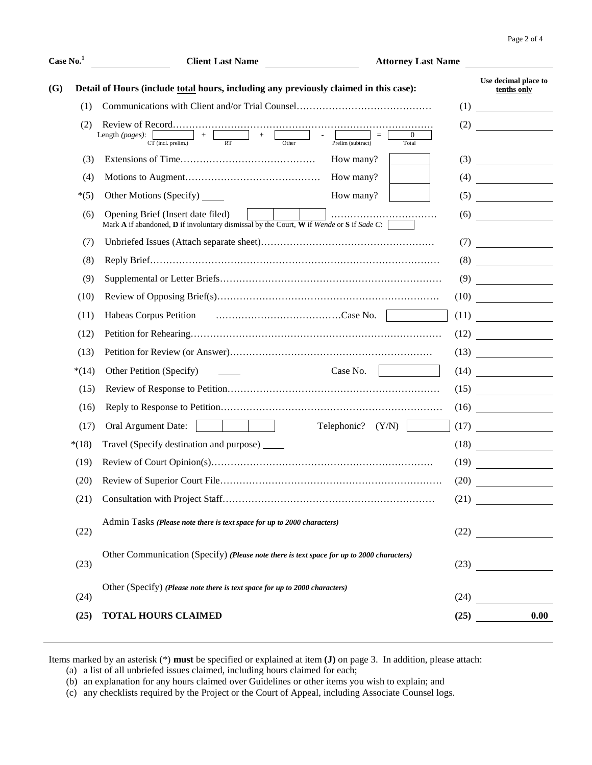**Case No.**[1] ________ **Client Last Name** ________ **Attorney Last Name** ________

## (G) Detail of Hours (include total hours, including any previously claimed in this case):

*Use decimal place to tenths only*

| | Item | | Hours |
|---|---|---|---|
| (1) | Communications with Client and/or Trial Counsel | | (1) |
| (2) | Review of Record<br>Length *(pages)*: ___ CT (incl. prelim.) + ___ RT + ___ Other - ___ Prelim (subtract) = 0 Total | | (2) |
| (3) | Extensions of Time | How many? | (3) |
| (4) | Motions to Augment | How many? | (4) |
| *(5) | Other Motions (Specify) ____ | How many? | (5) |
| (6) | Opening Brief (Insert date filed)<br>Mark **A** if abandoned, **D** if involuntary dismissal by the Court, **W** if *Wende* or **S** if *Sade C*: | | (6) |
| (7) | Unbriefed Issues (Attach separate sheet) | | (7) |
| (8) | Reply Brief | | (8) |
| (9) | Supplemental or Letter Briefs | | (9) |
| (10) | Review of Opposing Brief(s) | | (10) |
| (11) | Habeas Corpus Petition | Case No. | (11) |
| (12) | Petition for Rehearing | | (12) |
| (13) | Petition for Review (or Answer) | | (13) |
| *(14) | Other Petition (Specify) ____ | Case No. | (14) |
| (15) | Review of Response to Petition | | (15) |
| (16) | Reply to Response to Petition | | (16) |
| (17) | Oral Argument Date: | Telephonic? (Y/N) | (17) |
| *(18) | Travel (Specify destination and purpose) ____ | | (18) |
| (19) | Review of Court Opinion(s) | | (19) |
| (20) | Review of Superior Court File | | (20) |
| (21) | Consultation with Project Staff | | (21) |
| (22) | Admin Tasks ***(Please note there is text space for up to 2000 characters)*** | | (22) |
| (23) | Other Communication (Specify) ***(Please note there is text space for up to 2000 characters)*** | | (23) |
| (24) | Other (Specify) ***(Please note there is text space for up to 2000 characters)*** | | (24) |
| **(25)** | **TOTAL HOURS CLAIMED** | | **(25) 0.00** |

Items marked by an asterisk (*) **must** be specified or explained at item **(J)** on page 3. In addition, please attach:

(a) a list of all unbriefed issues claimed, including hours claimed for each;
(b) an explanation for any hours claimed over Guidelines or other items you wish to explain; and
(c) any checklists required by the Project or the Court of Appeal, including Associate Counsel logs.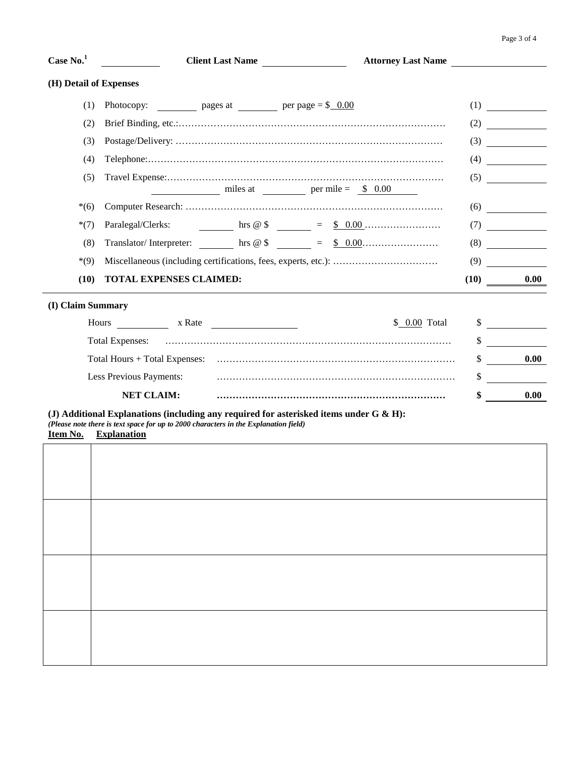**Case No.**[1] ____________ **Client Last Name** ________________ **Attorney Last Name** ____________________

**(H) Detail of Expenses**

| | | | |
|---|---|---|---|
| (1) | Photocopy: ________ pages at ________ per page = $ 0.00 | (1) | |
| (2) | Brief Binding, etc.:…………………………………………………………………………… | (2) | |
| (3) | Postage/Delivery: …………………………………………………………………………… | (3) | |
| (4) | Telephone:…………………………………………………………………………………… | (4) | |
| (5) | Travel Expense:……………………………………………………………………………… ____________ miles at ________ per mile = $ 0.00 | (5) | |
| *(6) | Computer Research: ………………………………………………………………………… | (6) | |
| *(7) | Paralegal/Clerks: _______ hrs @ $ _______ = $ 0.00 …………………… | (7) | |
| (8) | Translator/ Interpreter: _______ hrs @ $ _______ = $ 0.00…………………… | (8) | |
| *(9) | Miscellaneous (including certifications, fees, experts, etc.): …………………………… | (9) | |
| **(10)** | **TOTAL EXPENSES CLAIMED:** | **(10)** | **0.00** |

**(I) Claim Summary**

| | | |
|---|---|---|
| Hours __________ x Rate ________________ | $ 0.00 Total | $ |
| Total Expenses: ………………………………………………………………………………… | | $ |
| Total Hours + Total Expenses: ………………………………………………………………… | | $ **0.00** |
| Less Previous Payments: ………………………………………………………………… | | $ |
| **NET CLAIM: ………………………………………………………………** | | **$ 0.00** |

**(J) Additional Explanations (including any required for asterisked items under G & H):**

***(Please note there is text space for up to 2000 characters in the Explanation field)***

| **Item No.** | **Explanation** |
|---|---|
| | |
| | |
| | |
| | |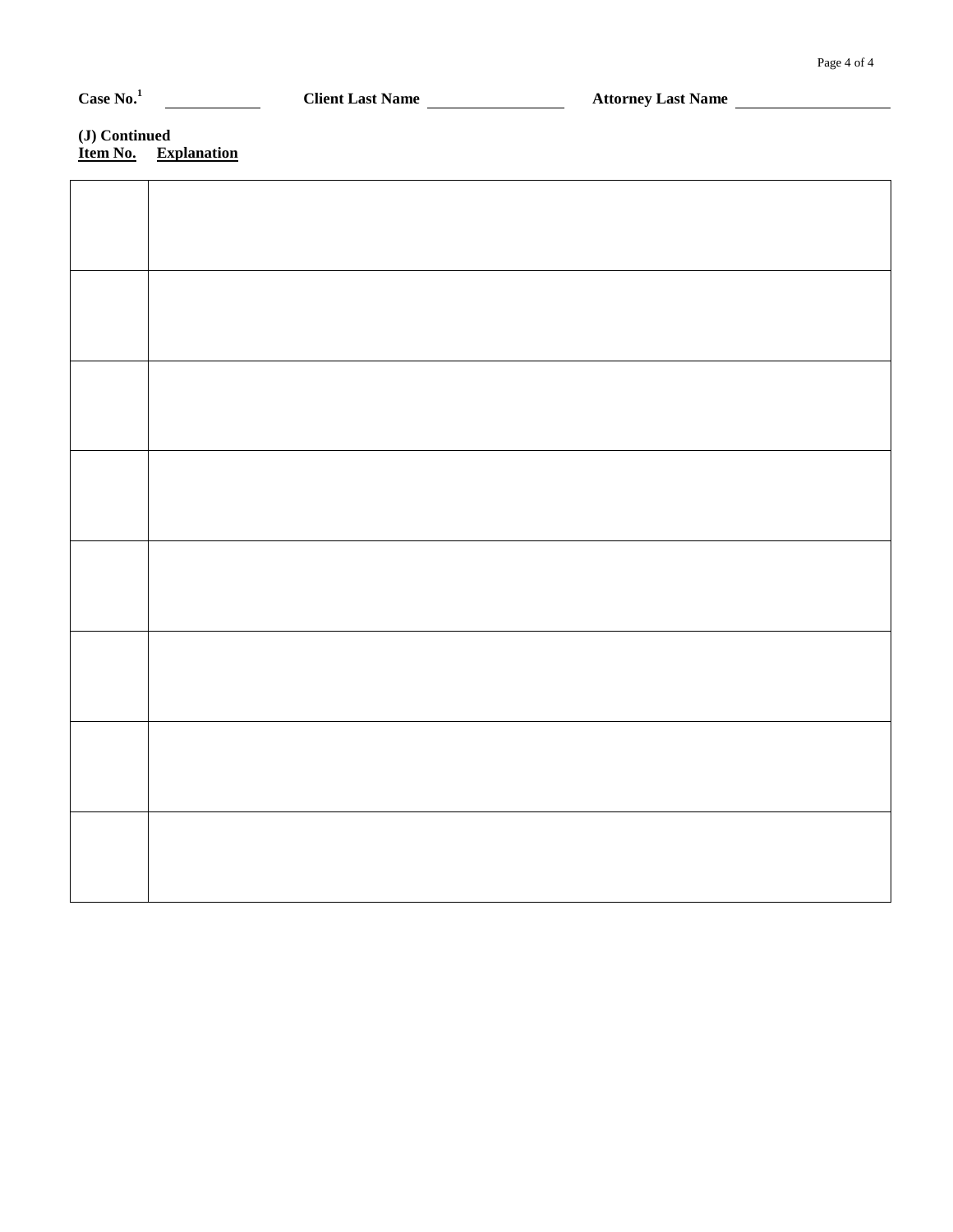**Case No.**[1] ____________ **Client Last Name** ________________ **Attorney Last Name** ____________________

**(J) Continued**

| **Item No.** | **Explanation** |
|---|---|
| | |
| | |
| | |
| | |
| | |
| | |
| | |
| | |